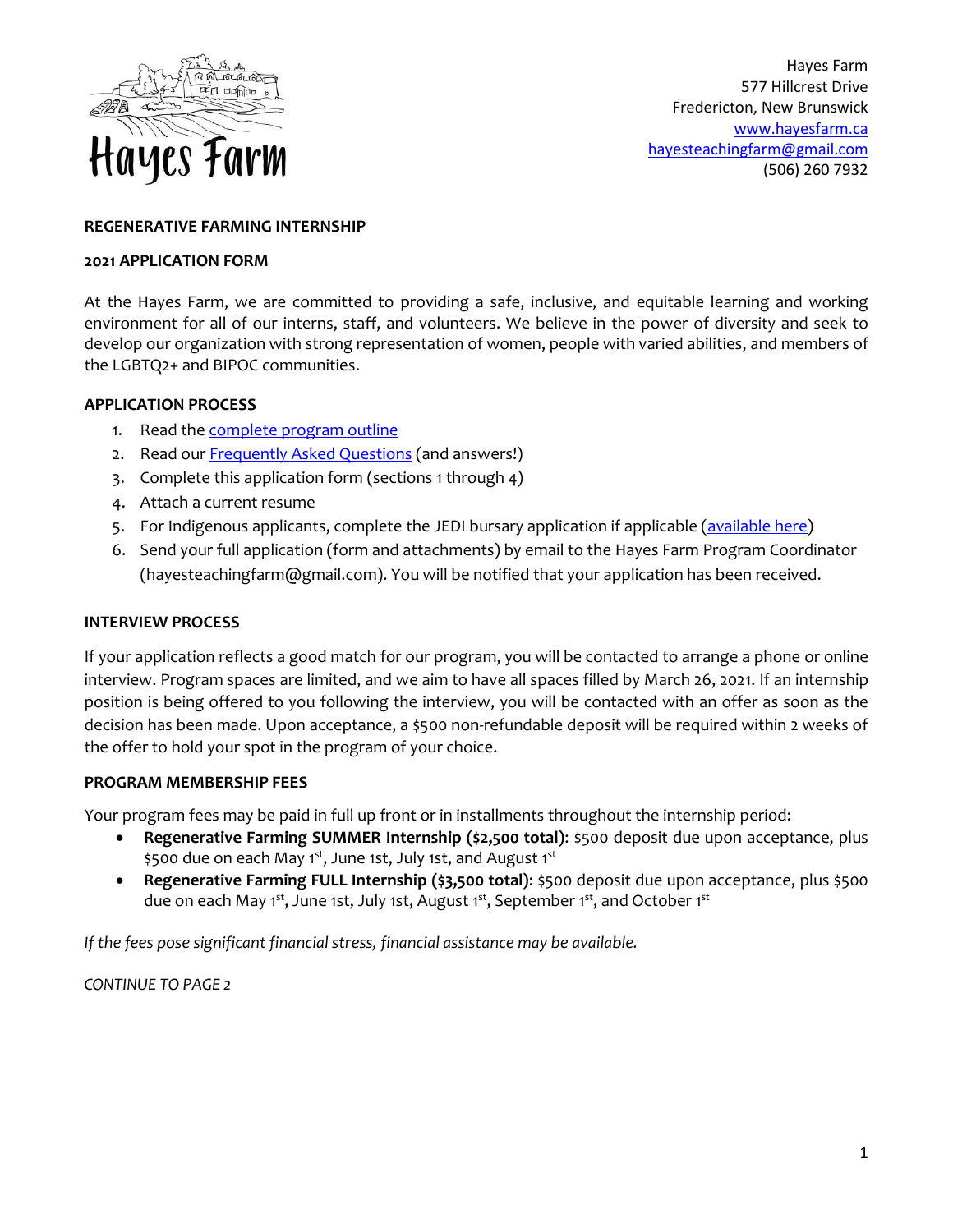Hayes Farm

Hayes Farm
577 Hillcrest Drive
Fredericton, New Brunswick
www.hayesfarm.ca
hayesteachingfarm@gmail.com
(506) 260 7932

**REGENERATIVE FARMING INTERNSHIP**

**2021 APPLICATION FORM**

At the Hayes Farm, we are committed to providing a safe, inclusive, and equitable learning and working environment for all of our interns, staff, and volunteers. We believe in the power of diversity and seek to develop our organization with strong representation of women, people with varied abilities, and members of the LGBTQ2+ and BIPOC communities.

**APPLICATION PROCESS**

1. Read the complete program outline
2. Read our Frequently Asked Questions (and answers!)
3. Complete this application form (sections 1 through 4)
4. Attach a current resume
5. For Indigenous applicants, complete the JEDI bursary application if applicable (available here)
6. Send your full application (form and attachments) by email to the Hayes Farm Program Coordinator (hayesteachingfarm@gmail.com). You will be notified that your application has been received.

**INTERVIEW PROCESS**

If your application reflects a good match for our program, you will be contacted to arrange a phone or online interview. Program spaces are limited, and we aim to have all spaces filled by March 26, 2021. If an internship position is being offered to you following the interview, you will be contacted with an offer as soon as the decision has been made. Upon acceptance, a $500 non-refundable deposit will be required within 2 weeks of the offer to hold your spot in the program of your choice.

**PROGRAM MEMBERSHIP FEES**

Your program fees may be paid in full up front or in installments throughout the internship period:

- **Regenerative Farming SUMMER Internship ($2,500 total)**: $500 deposit due upon acceptance, plus $500 due on each May 1st, June 1st, July 1st, and August 1st
- **Regenerative Farming FULL Internship ($3,500 total)**: $500 deposit due upon acceptance, plus $500 due on each May 1st, June 1st, July 1st, August 1st, September 1st, and October 1st

*If the fees pose significant financial stress, financial assistance may be available.*

*CONTINUE TO PAGE 2*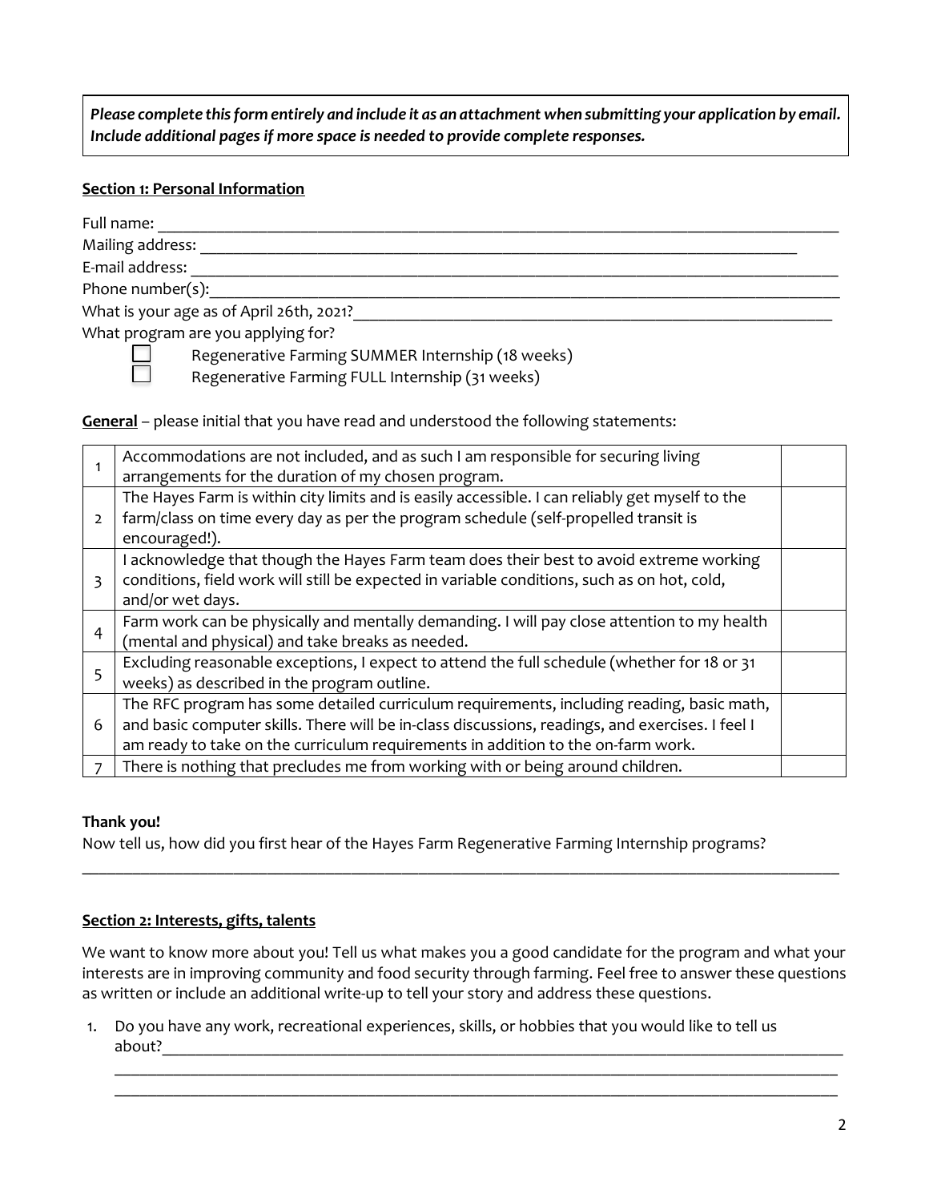**_Please complete this form entirely and include it as an attachment when submitting your application by email. Include additional pages if more space is needed to provide complete responses._**

**Section 1: Personal Information**

Full name: ___________________________________________________________________________

Mailing address: ______________________________________________________________________

E-mail address: _______________________________________________________________________

Phone number(s):______________________________________________________________________

What is your age as of April 26th, 2021?___________________________________________________

What program are you applying for?

- ☐ Regenerative Farming SUMMER Internship (18 weeks)
- ☐ Regenerative Farming FULL Internship (31 weeks)

**General** – please initial that you have read and understood the following statements:

| | | |
|---|---|---|
| 1 | Accommodations are not included, and as such I am responsible for securing living arrangements for the duration of my chosen program. | |
| 2 | The Hayes Farm is within city limits and is easily accessible. I can reliably get myself to the farm/class on time every day as per the program schedule (self-propelled transit is encouraged!). | |
| 3 | I acknowledge that though the Hayes Farm team does their best to avoid extreme working conditions, field work will still be expected in variable conditions, such as on hot, cold, and/or wet days. | |
| 4 | Farm work can be physically and mentally demanding. I will pay close attention to my health (mental and physical) and take breaks as needed. | |
| 5 | Excluding reasonable exceptions, I expect to attend the full schedule (whether for 18 or 31 weeks) as described in the program outline. | |
| 6 | The RFC program has some detailed curriculum requirements, including reading, basic math, and basic computer skills. There will be in-class discussions, readings, and exercises. I feel I am ready to take on the curriculum requirements in addition to the on-farm work. | |
| 7 | There is nothing that precludes me from working with or being around children. | |

**Thank you!**

Now tell us, how did you first hear of the Hayes Farm Regenerative Farming Internship programs?

_____________________________________________________________________________________

**Section 2: Interests, gifts, talents**

We want to know more about you! Tell us what makes you a good candidate for the program and what your interests are in improving community and food security through farming. Feel free to answer these questions as written or include an additional write-up to tell your story and address these questions.

1. Do you have any work, recreational experiences, skills, or hobbies that you would like to tell us about?_________________________________________________________________________
   _____________________________________________________________________________________
   _____________________________________________________________________________________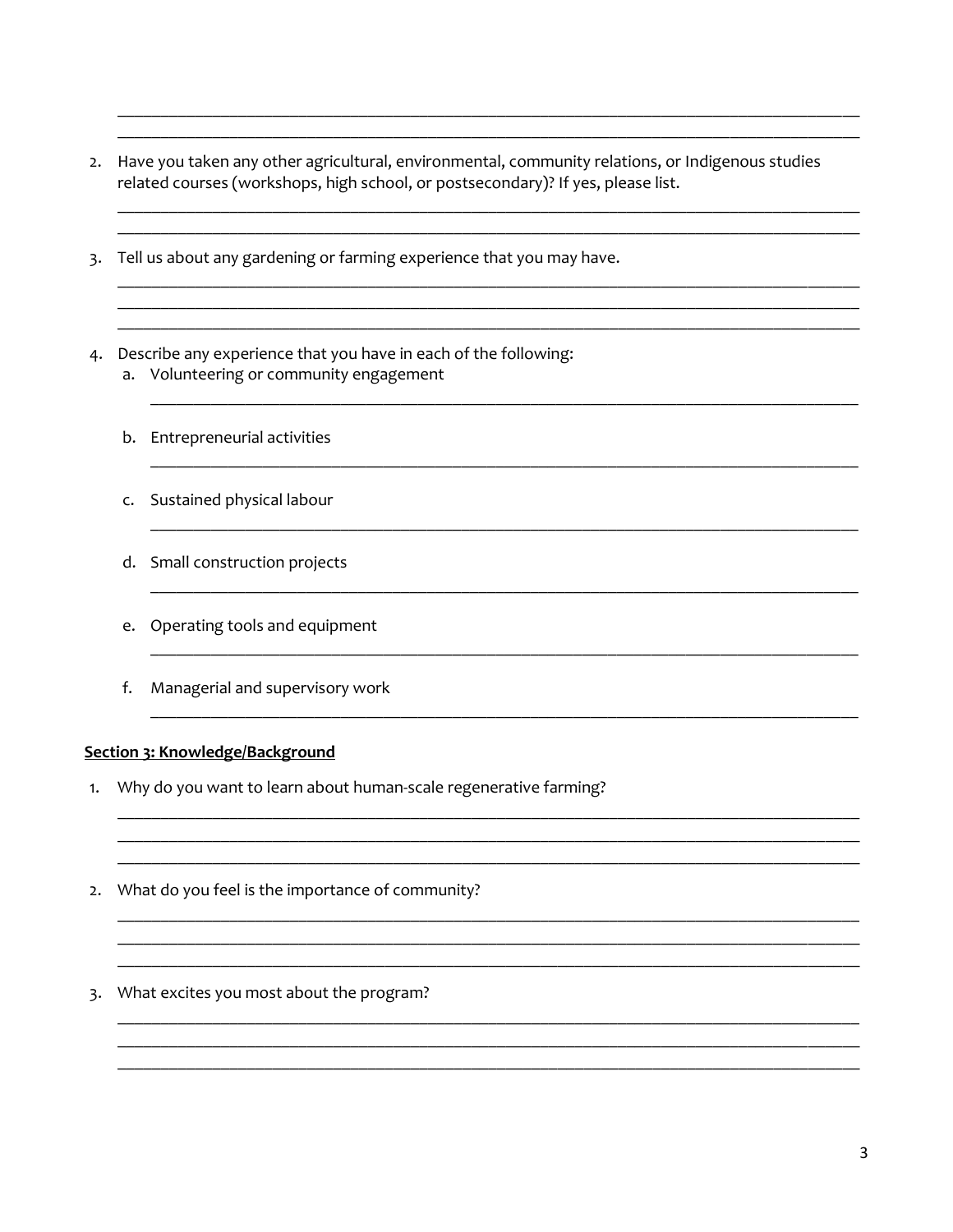2. Have you taken any other agricultural, environmental, community relations, or Indigenous studies related courses (workshops, high school, or postsecondary)? If yes, please list.

3. Tell us about any gardening or farming experience that you may have.

4. Describe any experience that you have in each of the following:
   a. Volunteering or community engagement
   b. Entrepreneurial activities
   c. Sustained physical labour
   d. Small construction projects
   e. Operating tools and equipment
   f. Managerial and supervisory work

**Section 3: Knowledge/Background**

1. Why do you want to learn about human-scale regenerative farming?

2. What do you feel is the importance of community?

3. What excites you most about the program?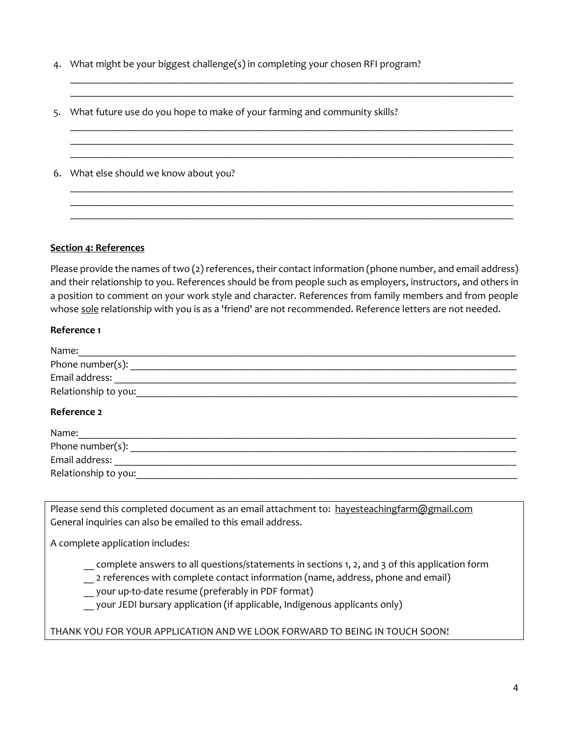4. What might be your biggest challenge(s) in completing your chosen RFI program?

______________________________________________________________________________________________
______________________________________________________________________________________________

5. What future use do you hope to make of your farming and community skills?

______________________________________________________________________________________________
______________________________________________________________________________________________
______________________________________________________________________________________________

6. What else should we know about you?

______________________________________________________________________________________________
______________________________________________________________________________________________
______________________________________________________________________________________________

**Section 4: References**

Please provide the names of two (2) references, their contact information (phone number, and email address) and their relationship to you. References should be from people such as employers, instructors, and others in a position to comment on your work style and character. References from family members and from people whose sole relationship with you is as a 'friend' are not recommended. Reference letters are not needed.

**Reference 1**

Name:______________________________________________________________________________
Phone number(s): ____________________________________________________________________
Email address: _______________________________________________________________________
Relationship to you:___________________________________________________________________

**Reference 2**

Name:______________________________________________________________________________
Phone number(s): ____________________________________________________________________
Email address: _______________________________________________________________________
Relationship to you:___________________________________________________________________

Please send this completed document as an email attachment to: hayesteachingfarm@gmail.com
General inquiries can also be emailed to this email address.

A complete application includes:

__ complete answers to all questions/statements in sections 1, 2, and 3 of this application form
__ 2 references with complete contact information (name, address, phone and email)
__ your up-to-date resume (preferably in PDF format)
__ your JEDI bursary application (if applicable, Indigenous applicants only)

THANK YOU FOR YOUR APPLICATION AND WE LOOK FORWARD TO BEING IN TOUCH SOON!